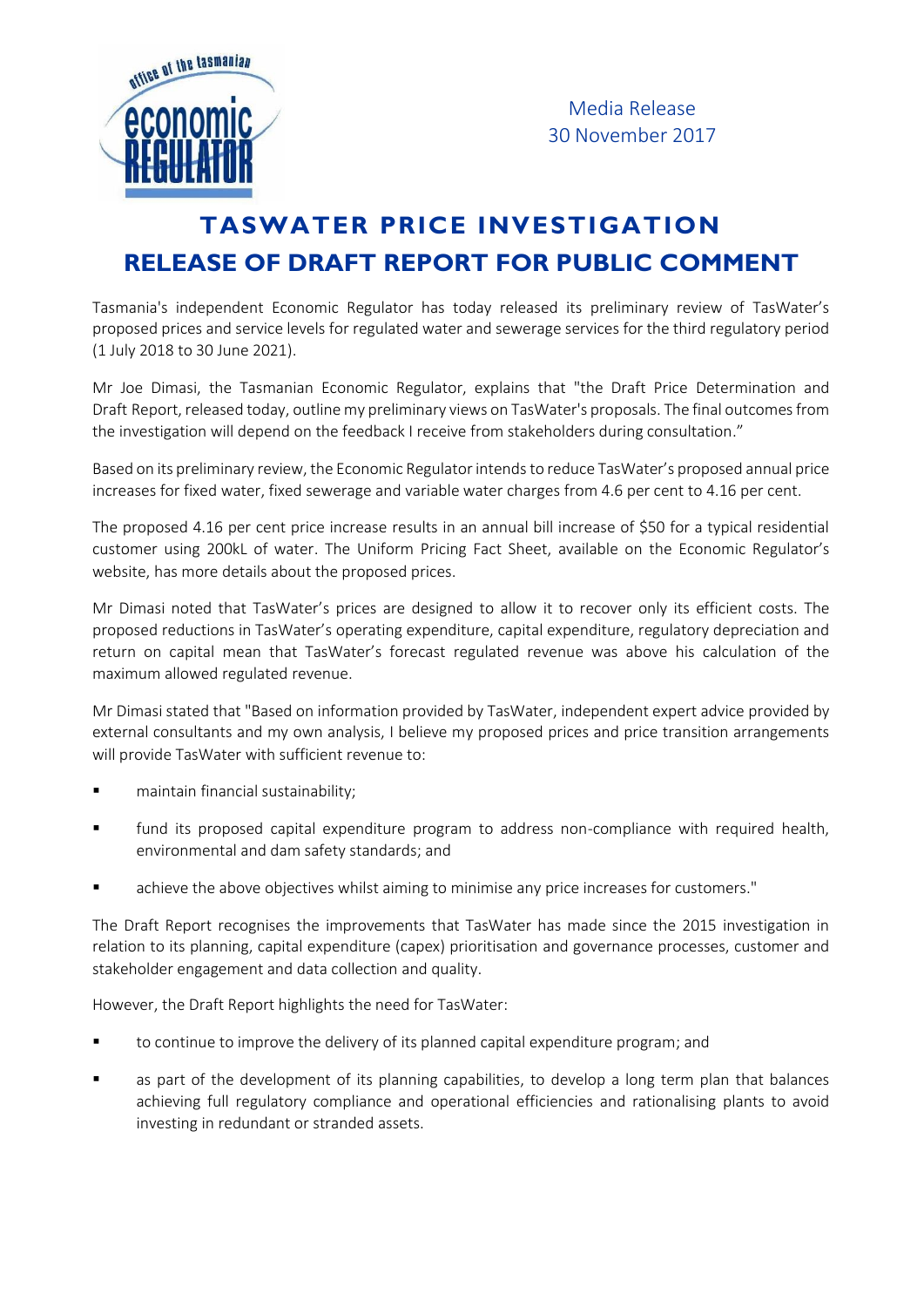Media Release
30 November 2017

# TASWATER PRICE INVESTIGATION
# RELEASE OF DRAFT REPORT FOR PUBLIC COMMENT

Tasmania's independent Economic Regulator has today released its preliminary review of TasWater's proposed prices and service levels for regulated water and sewerage services for the third regulatory period (1 July 2018 to 30 June 2021).

Mr Joe Dimasi, the Tasmanian Economic Regulator, explains that "the Draft Price Determination and Draft Report, released today, outline my preliminary views on TasWater's proposals. The final outcomes from the investigation will depend on the feedback I receive from stakeholders during consultation."

Based on its preliminary review, the Economic Regulator intends to reduce TasWater's proposed annual price increases for fixed water, fixed sewerage and variable water charges from 4.6 per cent to 4.16 per cent.

The proposed 4.16 per cent price increase results in an annual bill increase of $50 for a typical residential customer using 200kL of water. The Uniform Pricing Fact Sheet, available on the Economic Regulator's website, has more details about the proposed prices.

Mr Dimasi noted that TasWater's prices are designed to allow it to recover only its efficient costs. The proposed reductions in TasWater's operating expenditure, capital expenditure, regulatory depreciation and return on capital mean that TasWater's forecast regulated revenue was above his calculation of the maximum allowed regulated revenue.

Mr Dimasi stated that "Based on information provided by TasWater, independent expert advice provided by external consultants and my own analysis, I believe my proposed prices and price transition arrangements will provide TasWater with sufficient revenue to:

- maintain financial sustainability;
- fund its proposed capital expenditure program to address non-compliance with required health, environmental and dam safety standards; and
- achieve the above objectives whilst aiming to minimise any price increases for customers."

The Draft Report recognises the improvements that TasWater has made since the 2015 investigation in relation to its planning, capital expenditure (capex) prioritisation and governance processes, customer and stakeholder engagement and data collection and quality.

However, the Draft Report highlights the need for TasWater:

- to continue to improve the delivery of its planned capital expenditure program; and
- as part of the development of its planning capabilities, to develop a long term plan that balances achieving full regulatory compliance and operational efficiencies and rationalising plants to avoid investing in redundant or stranded assets.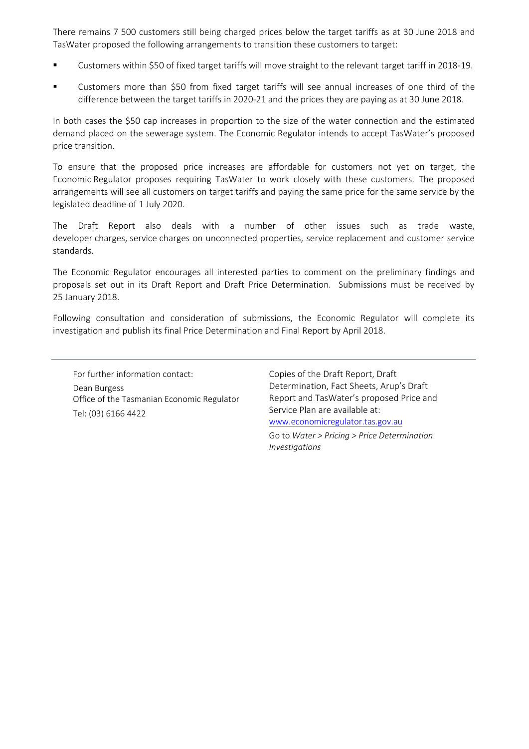There remains 7 500 customers still being charged prices below the target tariffs as at 30 June 2018 and TasWater proposed the following arrangements to transition these customers to target:

- Customers within $50 of fixed target tariffs will move straight to the relevant target tariff in 2018-19.
- Customers more than $50 from fixed target tariffs will see annual increases of one third of the difference between the target tariffs in 2020-21 and the prices they are paying as at 30 June 2018.

In both cases the $50 cap increases in proportion to the size of the water connection and the estimated demand placed on the sewerage system. The Economic Regulator intends to accept TasWater's proposed price transition.

To ensure that the proposed price increases are affordable for customers not yet on target, the Economic Regulator proposes requiring TasWater to work closely with these customers. The proposed arrangements will see all customers on target tariffs and paying the same price for the same service by the legislated deadline of 1 July 2020.

The Draft Report also deals with a number of other issues such as trade waste, developer charges, service charges on unconnected properties, service replacement and customer service standards.

The Economic Regulator encourages all interested parties to comment on the preliminary findings and proposals set out in its Draft Report and Draft Price Determination. Submissions must be received by 25 January 2018.

Following consultation and consideration of submissions, the Economic Regulator will complete its investigation and publish its final Price Determination and Final Report by April 2018.

---

For further information contact:
Dean Burgess
Office of the Tasmanian Economic Regulator
Tel: (03) 6166 4422

Copies of the Draft Report, Draft Determination, Fact Sheets, Arup's Draft Report and TasWater's proposed Price and Service Plan are available at:
www.economicregulator.tas.gov.au

Go to *Water > Pricing > Price Determination Investigations*